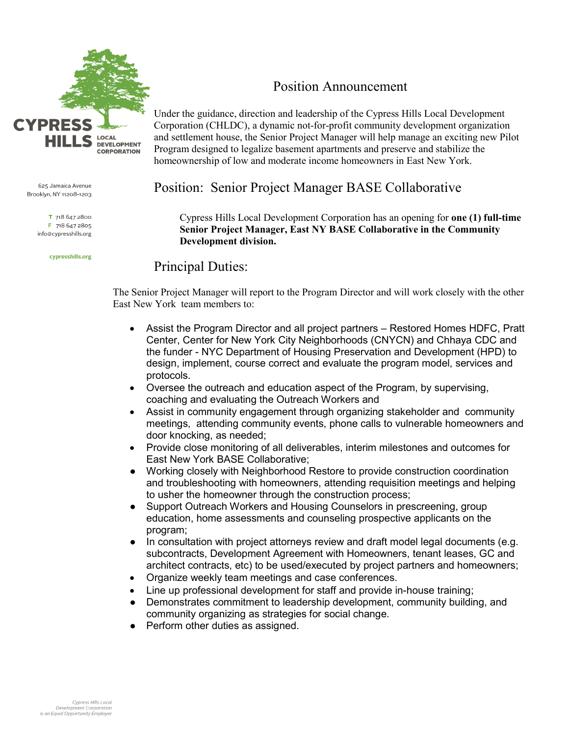CYPRESS HILLS LOCAL DEVELOPMENT CORPORATION

625 Jamaica Avenue
Brooklyn, NY 11208-1203

T 718 647 2800
F 718 647 2805
info@cypresshills.org

cypresshills.org

# Position Announcement

Under the guidance, direction and leadership of the Cypress Hills Local Development Corporation (CHLDC), a dynamic not-for-profit community development organization and settlement house, the Senior Project Manager will help manage an exciting new Pilot Program designed to legalize basement apartments and preserve and stabilize the homeownership of low and moderate income homeowners in East New York.

## Position: Senior Project Manager BASE Collaborative

Cypress Hills Local Development Corporation has an opening for **one (1) full-time Senior Project Manager, East NY BASE Collaborative in the Community Development division.**

## Principal Duties:

The Senior Project Manager will report to the Program Director and will work closely with the other East New York team members to:

- Assist the Program Director and all project partners – Restored Homes HDFC, Pratt Center, Center for New York City Neighborhoods (CNYCN) and Chhaya CDC and the funder - NYC Department of Housing Preservation and Development (HPD) to design, implement, course correct and evaluate the program model, services and protocols.
- Oversee the outreach and education aspect of the Program, by supervising, coaching and evaluating the Outreach Workers and
- Assist in community engagement through organizing stakeholder and community meetings, attending community events, phone calls to vulnerable homeowners and door knocking, as needed;
- Provide close monitoring of all deliverables, interim milestones and outcomes for East New York BASE Collaborative;
- Working closely with Neighborhood Restore to provide construction coordination and troubleshooting with homeowners, attending requisition meetings and helping to usher the homeowner through the construction process;
- Support Outreach Workers and Housing Counselors in prescreening, group education, home assessments and counseling prospective applicants on the program;
- In consultation with project attorneys review and draft model legal documents (e.g. subcontracts, Development Agreement with Homeowners, tenant leases, GC and architect contracts, etc) to be used/executed by project partners and homeowners;
- Organize weekly team meetings and case conferences.
- Line up professional development for staff and provide in-house training;
- Demonstrates commitment to leadership development, community building, and community organizing as strategies for social change.
- Perform other duties as assigned.

*Cypress Hills Local Development Corporation is an Equal Opportunity Employer*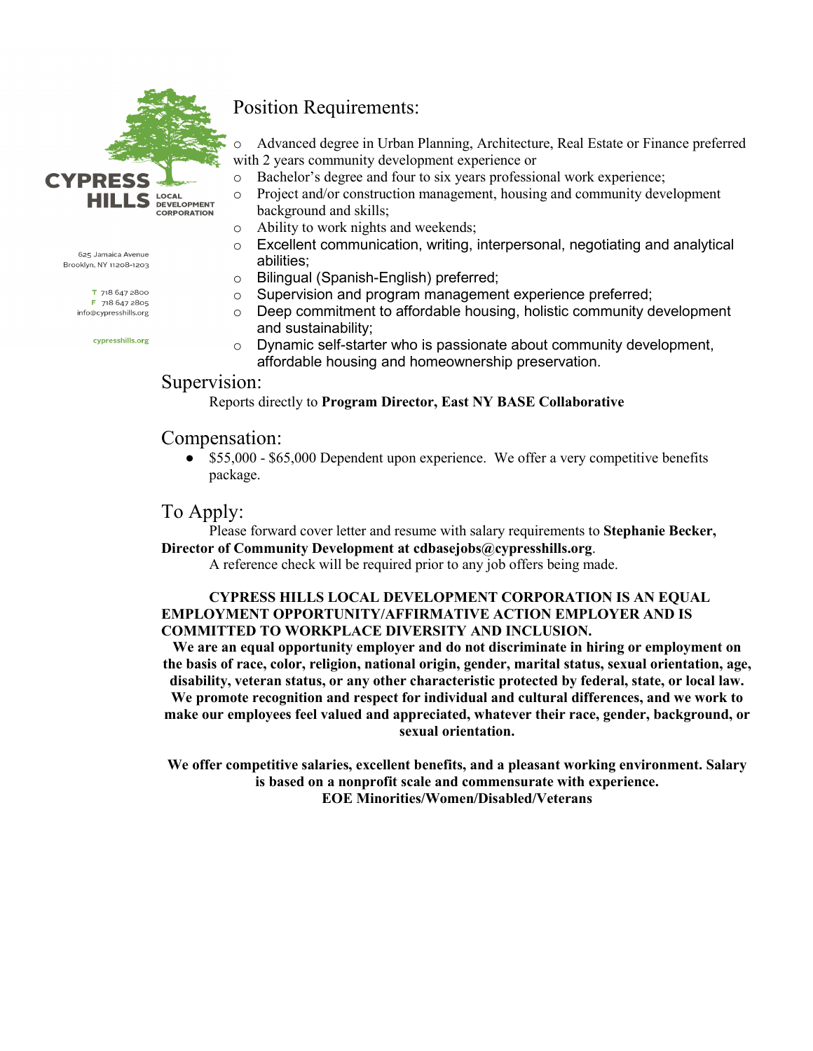CYPRESS HILLS LOCAL DEVELOPMENT CORPORATION

625 Jamaica Avenue
Brooklyn, NY 11208-1203

T 718 647 2800
F 718 647 2805
info@cypresshills.org

cypresshills.org

## Position Requirements:

- Advanced degree in Urban Planning, Architecture, Real Estate or Finance preferred with 2 years community development experience or
- Bachelor's degree and four to six years professional work experience;
- Project and/or construction management, housing and community development background and skills;
- Ability to work nights and weekends;
- Excellent communication, writing, interpersonal, negotiating and analytical abilities;
- Bilingual (Spanish-English) preferred;
- Supervision and program management experience preferred;
- Deep commitment to affordable housing, holistic community development and sustainability;
- Dynamic self-starter who is passionate about community development, affordable housing and homeownership preservation.

## Supervision:

Reports directly to **Program Director, East NY BASE Collaborative**

## Compensation:

- $55,000 - $65,000 Dependent upon experience. We offer a very competitive benefits package.

## To Apply:

Please forward cover letter and resume with salary requirements to **Stephanie Becker, Director of Community Development at cdbasejobs@cypresshills.org**.

A reference check will be required prior to any job offers being made.

**CYPRESS HILLS LOCAL DEVELOPMENT CORPORATION IS AN EQUAL EMPLOYMENT OPPORTUNITY/AFFIRMATIVE ACTION EMPLOYER AND IS COMMITTED TO WORKPLACE DIVERSITY AND INCLUSION.**

**We are an equal opportunity employer and do not discriminate in hiring or employment on the basis of race, color, religion, national origin, gender, marital status, sexual orientation, age, disability, veteran status, or any other characteristic protected by federal, state, or local law. We promote recognition and respect for individual and cultural differences, and we work to make our employees feel valued and appreciated, whatever their race, gender, background, or sexual orientation.**

**We offer competitive salaries, excellent benefits, and a pleasant working environment. Salary is based on a nonprofit scale and commensurate with experience.**
**EOE Minorities/Women/Disabled/Veterans**